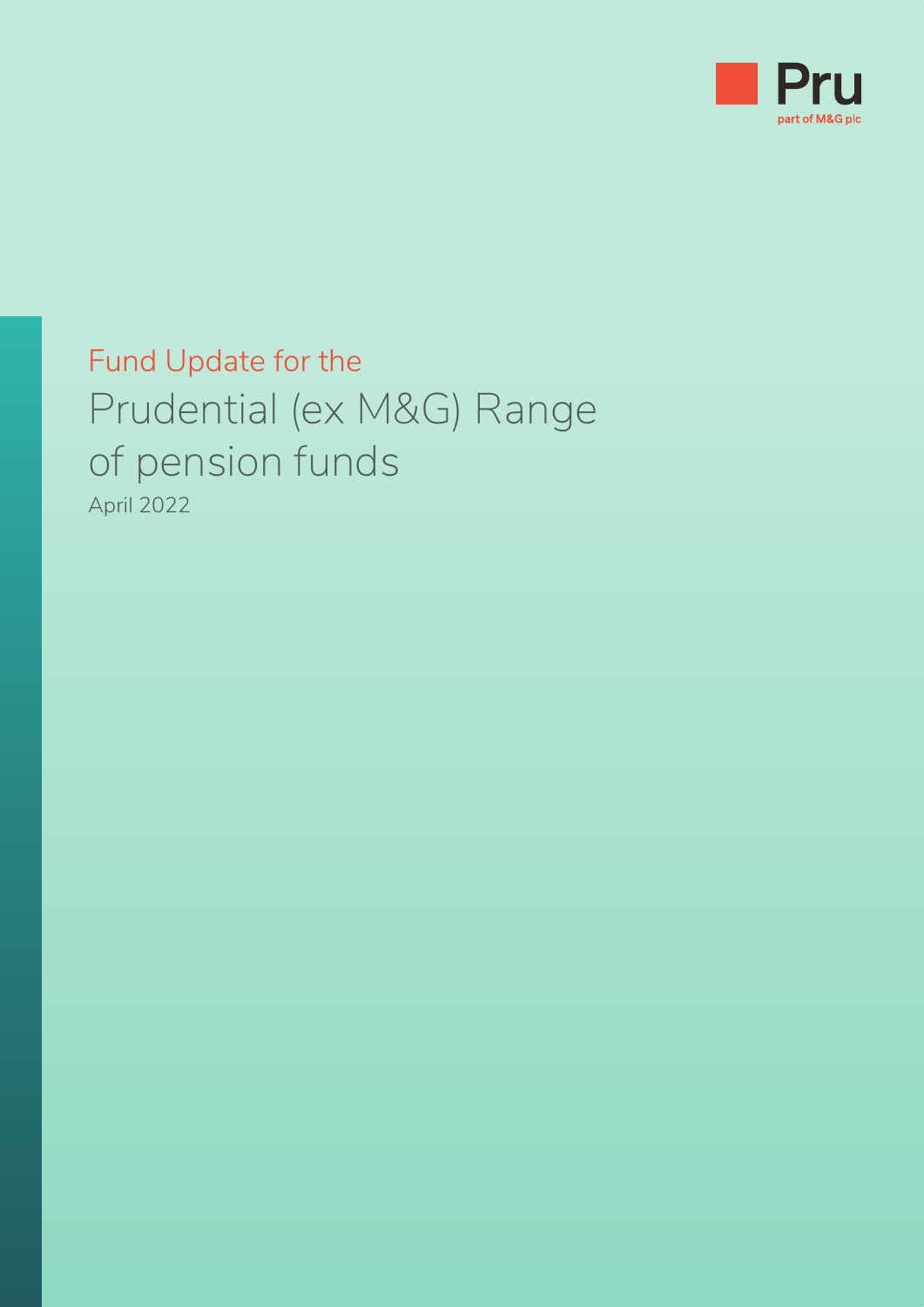Pru

part of M&G plc

Fund Update for the

# Prudential (ex M&G) Range of pension funds

April 2022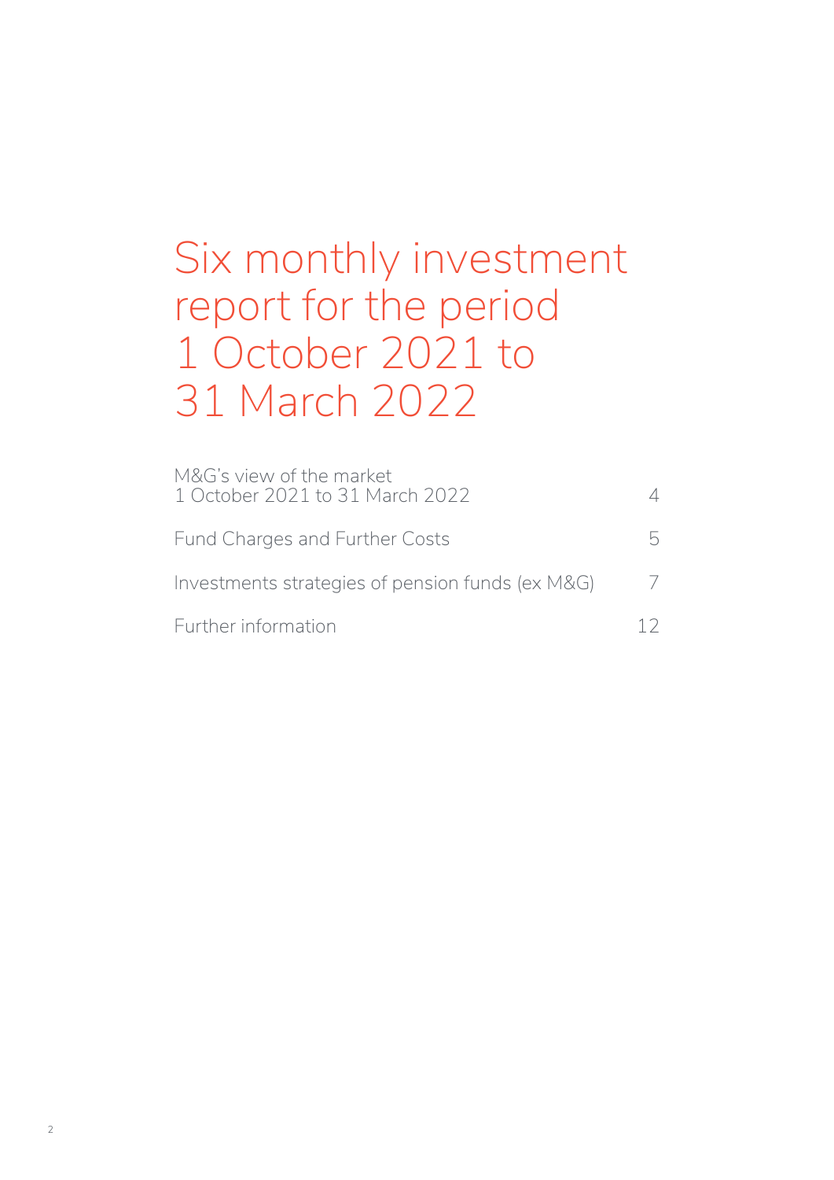# Six monthly investment report for the period 1 October 2021 to 31 March 2022

| | |
|---|---|
| M&G's view of the market 1 October 2021 to 31 March 2022 | 4 |
| Fund Charges and Further Costs | 5 |
| Investments strategies of pension funds (ex M&G) | 7 |
| Further information | 12 |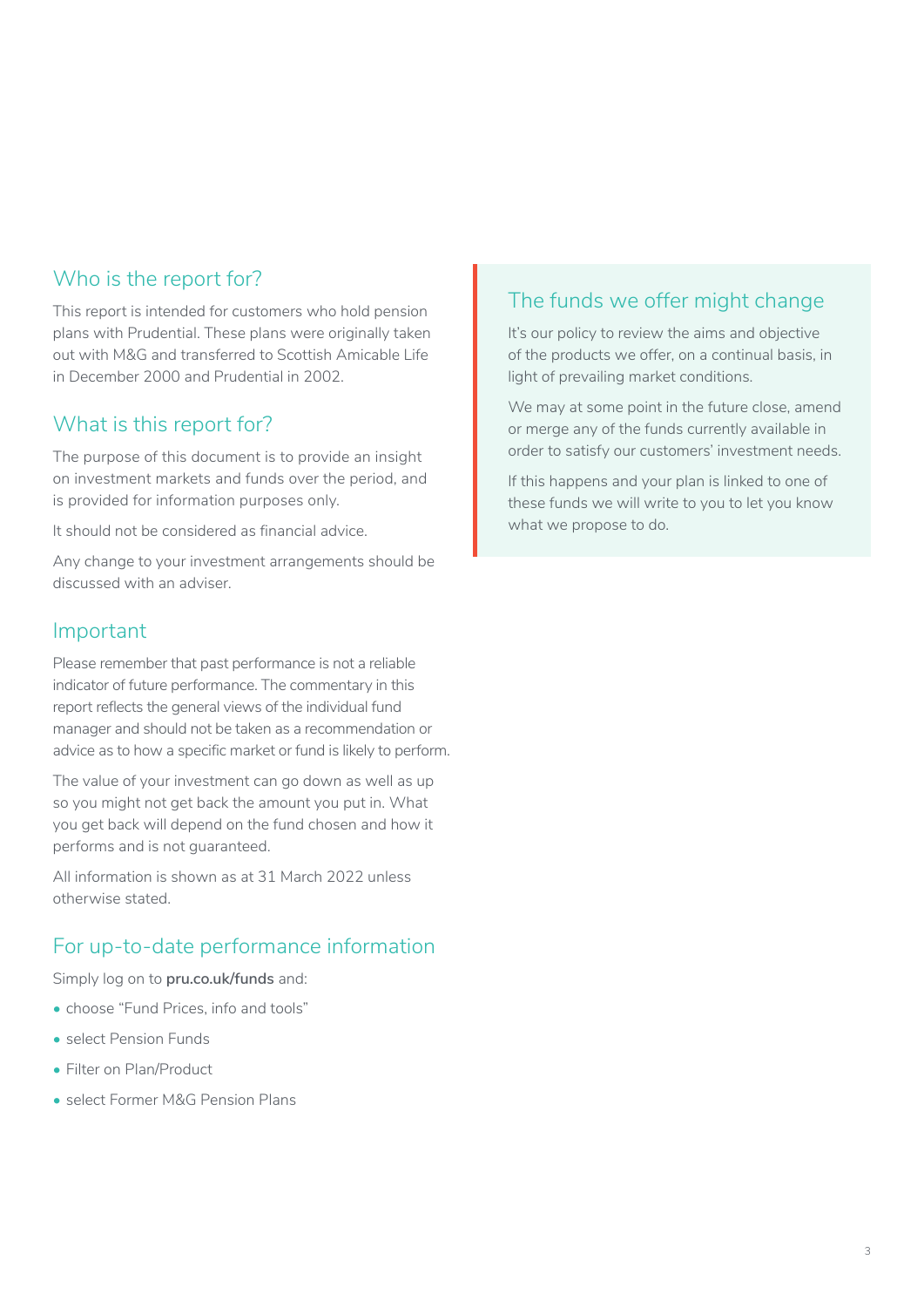## Who is the report for?

This report is intended for customers who hold pension plans with Prudential. These plans were originally taken out with M&G and transferred to Scottish Amicable Life in December 2000 and Prudential in 2002.

## What is this report for?

The purpose of this document is to provide an insight on investment markets and funds over the period, and is provided for information purposes only.

It should not be considered as financial advice.

Any change to your investment arrangements should be discussed with an adviser.

## Important

Please remember that past performance is not a reliable indicator of future performance. The commentary in this report reflects the general views of the individual fund manager and should not be taken as a recommendation or advice as to how a specific market or fund is likely to perform.

The value of your investment can go down as well as up so you might not get back the amount you put in. What you get back will depend on the fund chosen and how it performs and is not guaranteed.

All information is shown as at 31 March 2022 unless otherwise stated.

## For up-to-date performance information

Simply log on to **pru.co.uk/funds** and:

- choose "Fund Prices, info and tools"
- select Pension Funds
- Filter on Plan/Product
- select Former M&G Pension Plans

## The funds we offer might change

It's our policy to review the aims and objective of the products we offer, on a continual basis, in light of prevailing market conditions.

We may at some point in the future close, amend or merge any of the funds currently available in order to satisfy our customers' investment needs.

If this happens and your plan is linked to one of these funds we will write to you to let you know what we propose to do.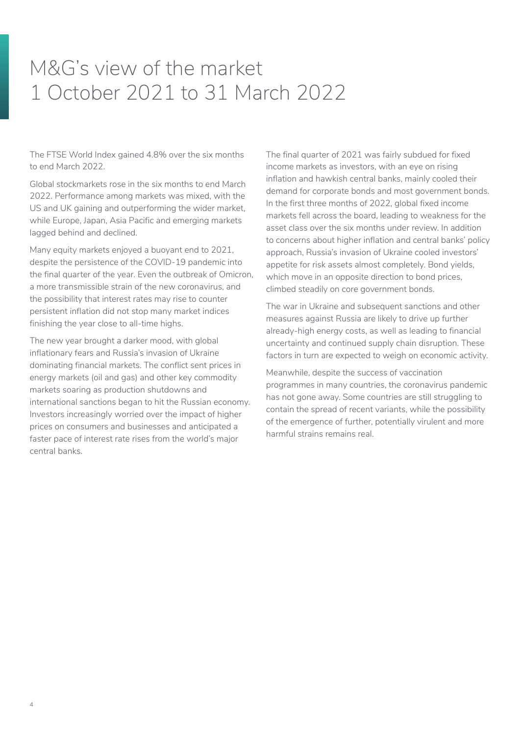# M&G's view of the market 1 October 2021 to 31 March 2022

The FTSE World Index gained 4.8% over the six months to end March 2022.

Global stockmarkets rose in the six months to end March 2022. Performance among markets was mixed, with the US and UK gaining and outperforming the wider market, while Europe, Japan, Asia Pacific and emerging markets lagged behind and declined.

Many equity markets enjoyed a buoyant end to 2021, despite the persistence of the COVID-19 pandemic into the final quarter of the year. Even the outbreak of Omicron, a more transmissible strain of the new coronavirus, and the possibility that interest rates may rise to counter persistent inflation did not stop many market indices finishing the year close to all-time highs.

The new year brought a darker mood, with global inflationary fears and Russia's invasion of Ukraine dominating financial markets. The conflict sent prices in energy markets (oil and gas) and other key commodity markets soaring as production shutdowns and international sanctions began to hit the Russian economy. Investors increasingly worried over the impact of higher prices on consumers and businesses and anticipated a faster pace of interest rate rises from the world's major central banks.

The final quarter of 2021 was fairly subdued for fixed income markets as investors, with an eye on rising inflation and hawkish central banks, mainly cooled their demand for corporate bonds and most government bonds. In the first three months of 2022, global fixed income markets fell across the board, leading to weakness for the asset class over the six months under review. In addition to concerns about higher inflation and central banks' policy approach, Russia's invasion of Ukraine cooled investors' appetite for risk assets almost completely. Bond yields, which move in an opposite direction to bond prices, climbed steadily on core government bonds.

The war in Ukraine and subsequent sanctions and other measures against Russia are likely to drive up further already-high energy costs, as well as leading to financial uncertainty and continued supply chain disruption. These factors in turn are expected to weigh on economic activity.

Meanwhile, despite the success of vaccination programmes in many countries, the coronavirus pandemic has not gone away. Some countries are still struggling to contain the spread of recent variants, while the possibility of the emergence of further, potentially virulent and more harmful strains remains real.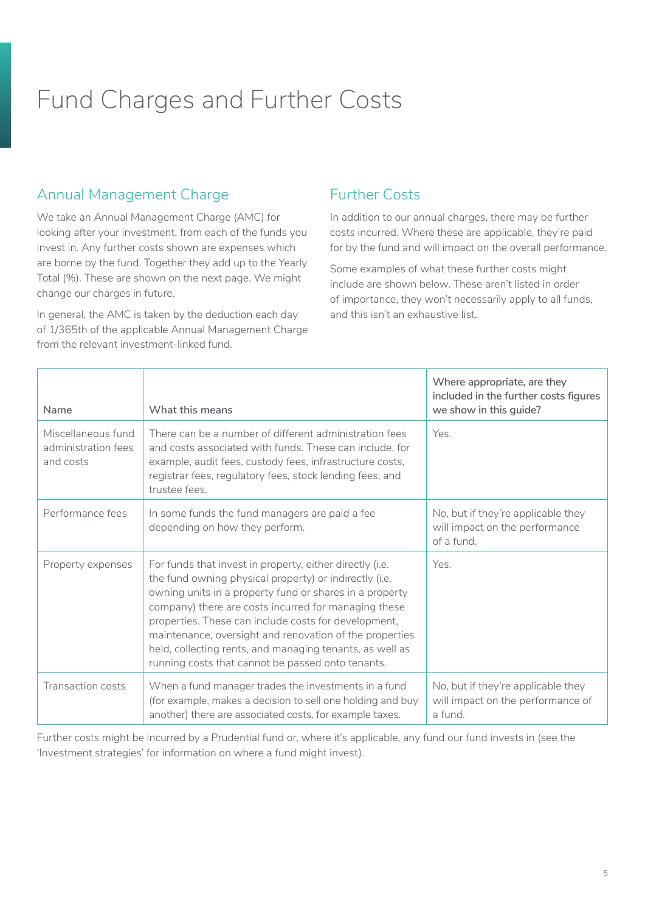# Fund Charges and Further Costs

## Annual Management Charge

We take an Annual Management Charge (AMC) for looking after your investment, from each of the funds you invest in. Any further costs shown are expenses which are borne by the fund. Together they add up to the Yearly Total (%). These are shown on the next page. We might change our charges in future.

In general, the AMC is taken by the deduction each day of 1/365th of the applicable Annual Management Charge from the relevant investment-linked fund.

## Further Costs

In addition to our annual charges, there may be further costs incurred. Where these are applicable, they're paid for by the fund and will impact on the overall performance.

Some examples of what these further costs might include are shown below. These aren't listed in order of importance, they won't necessarily apply to all funds, and this isn't an exhaustive list.

| Name | What this means | Where appropriate, are they included in the further costs figures we show in this guide? |
|---|---|---|
| Miscellaneous fund administration fees and costs | There can be a number of different administration fees and costs associated with funds. These can include, for example, audit fees, custody fees, infrastructure costs, registrar fees, regulatory fees, stock lending fees, and trustee fees. | Yes. |
| Performance fees | In some funds the fund managers are paid a fee depending on how they perform. | No, but if they're applicable they will impact on the performance of a fund. |
| Property expenses | For funds that invest in property, either directly (i.e. the fund owning physical property) or indirectly (i.e. owning units in a property fund or shares in a property company) there are costs incurred for managing these properties. These can include costs for development, maintenance, oversight and renovation of the properties held, collecting rents, and managing tenants, as well as running costs that cannot be passed onto tenants. | Yes. |
| Transaction costs | When a fund manager trades the investments in a fund (for example, makes a decision to sell one holding and buy another) there are associated costs, for example taxes. | No, but if they're applicable they will impact on the performance of a fund. |

Further costs might be incurred by a Prudential fund or, where it's applicable, any fund our fund invests in (see the 'Investment strategies' for information on where a fund might invest).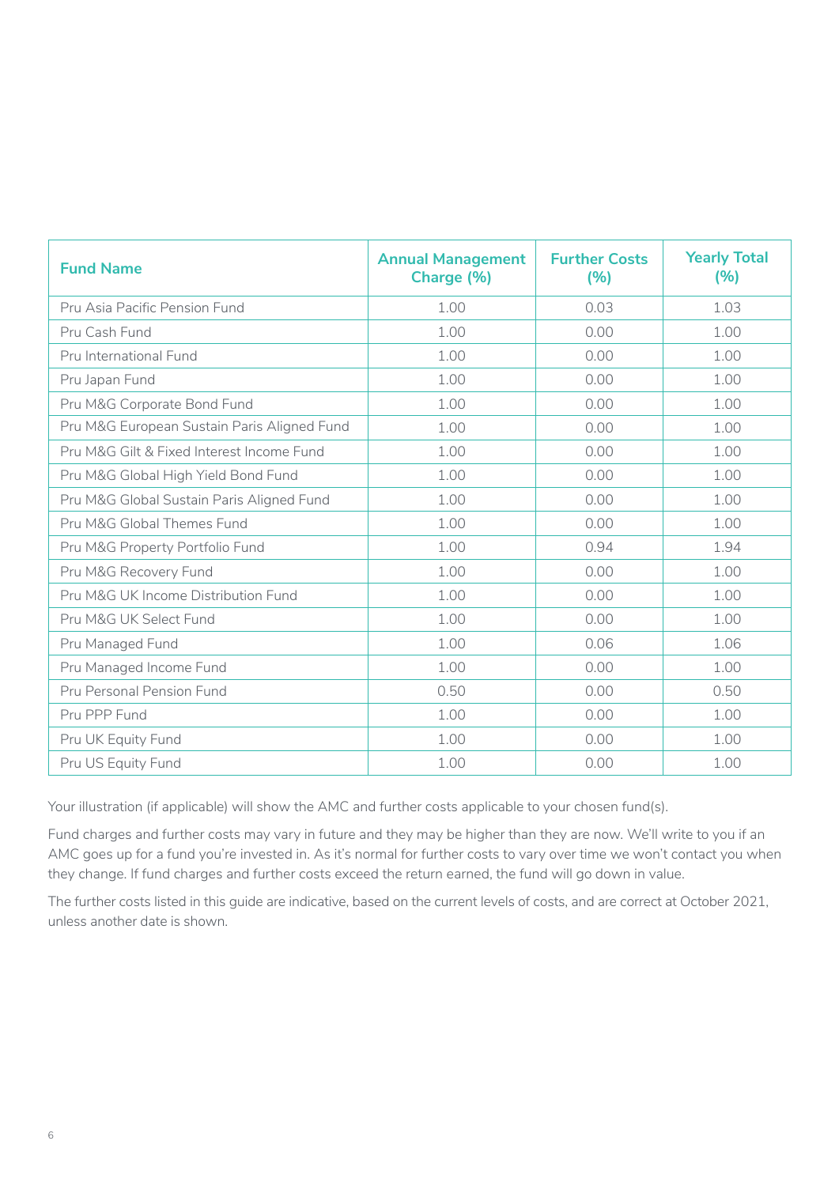| Fund Name | Annual Management Charge (%) | Further Costs (%) | Yearly Total (%) |
|---|---|---|---|
| Pru Asia Pacific Pension Fund | 1.00 | 0.03 | 1.03 |
| Pru Cash Fund | 1.00 | 0.00 | 1.00 |
| Pru International Fund | 1.00 | 0.00 | 1.00 |
| Pru Japan Fund | 1.00 | 0.00 | 1.00 |
| Pru M&G Corporate Bond Fund | 1.00 | 0.00 | 1.00 |
| Pru M&G European Sustain Paris Aligned Fund | 1.00 | 0.00 | 1.00 |
| Pru M&G Gilt & Fixed Interest Income Fund | 1.00 | 0.00 | 1.00 |
| Pru M&G Global High Yield Bond Fund | 1.00 | 0.00 | 1.00 |
| Pru M&G Global Sustain Paris Aligned Fund | 1.00 | 0.00 | 1.00 |
| Pru M&G Global Themes Fund | 1.00 | 0.00 | 1.00 |
| Pru M&G Property Portfolio Fund | 1.00 | 0.94 | 1.94 |
| Pru M&G Recovery Fund | 1.00 | 0.00 | 1.00 |
| Pru M&G UK Income Distribution Fund | 1.00 | 0.00 | 1.00 |
| Pru M&G UK Select Fund | 1.00 | 0.00 | 1.00 |
| Pru Managed Fund | 1.00 | 0.06 | 1.06 |
| Pru Managed Income Fund | 1.00 | 0.00 | 1.00 |
| Pru Personal Pension Fund | 0.50 | 0.00 | 0.50 |
| Pru PPP Fund | 1.00 | 0.00 | 1.00 |
| Pru UK Equity Fund | 1.00 | 0.00 | 1.00 |
| Pru US Equity Fund | 1.00 | 0.00 | 1.00 |

Your illustration (if applicable) will show the AMC and further costs applicable to your chosen fund(s).

Fund charges and further costs may vary in future and they may be higher than they are now. We'll write to you if an AMC goes up for a fund you're invested in. As it's normal for further costs to vary over time we won't contact you when they change. If fund charges and further costs exceed the return earned, the fund will go down in value.

The further costs listed in this guide are indicative, based on the current levels of costs, and are correct at October 2021, unless another date is shown.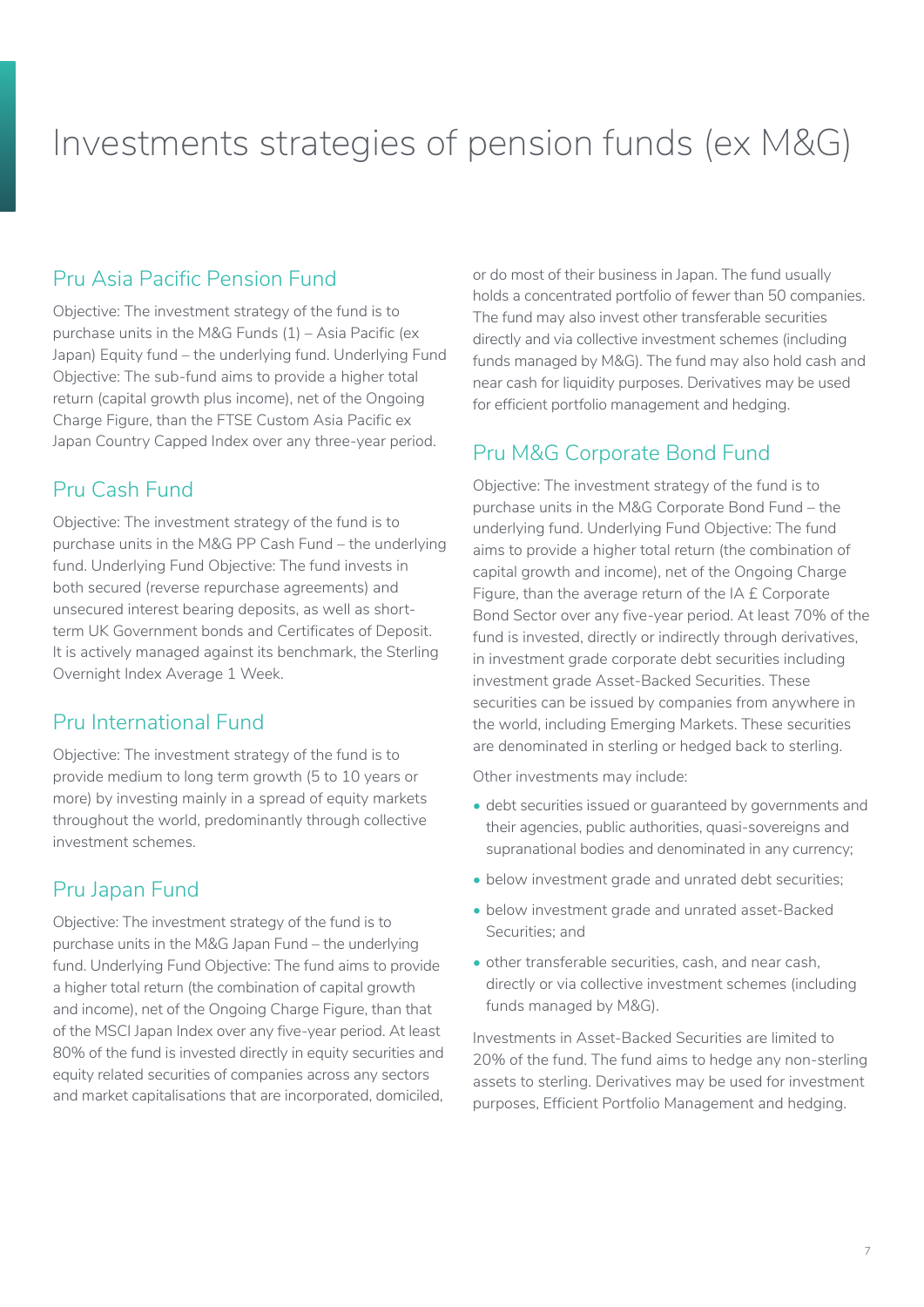# Investments strategies of pension funds (ex M&G)

## Pru Asia Pacific Pension Fund

Objective: The investment strategy of the fund is to purchase units in the M&G Funds (1) – Asia Pacific (ex Japan) Equity fund – the underlying fund. Underlying Fund Objective: The sub-fund aims to provide a higher total return (capital growth plus income), net of the Ongoing Charge Figure, than the FTSE Custom Asia Pacific ex Japan Country Capped Index over any three-year period.

## Pru Cash Fund

Objective: The investment strategy of the fund is to purchase units in the M&G PP Cash Fund – the underlying fund. Underlying Fund Objective: The fund invests in both secured (reverse repurchase agreements) and unsecured interest bearing deposits, as well as short-term UK Government bonds and Certificates of Deposit. It is actively managed against its benchmark, the Sterling Overnight Index Average 1 Week.

## Pru International Fund

Objective: The investment strategy of the fund is to provide medium to long term growth (5 to 10 years or more) by investing mainly in a spread of equity markets throughout the world, predominantly through collective investment schemes.

## Pru Japan Fund

Objective: The investment strategy of the fund is to purchase units in the M&G Japan Fund – the underlying fund. Underlying Fund Objective: The fund aims to provide a higher total return (the combination of capital growth and income), net of the Ongoing Charge Figure, than that of the MSCI Japan Index over any five-year period. At least 80% of the fund is invested directly in equity securities and equity related securities of companies across any sectors and market capitalisations that are incorporated, domiciled, or do most of their business in Japan. The fund usually holds a concentrated portfolio of fewer than 50 companies. The fund may also invest other transferable securities directly and via collective investment schemes (including funds managed by M&G). The fund may also hold cash and near cash for liquidity purposes. Derivatives may be used for efficient portfolio management and hedging.

## Pru M&G Corporate Bond Fund

Objective: The investment strategy of the fund is to purchase units in the M&G Corporate Bond Fund – the underlying fund. Underlying Fund Objective: The fund aims to provide a higher total return (the combination of capital growth and income), net of the Ongoing Charge Figure, than the average return of the IA £ Corporate Bond Sector over any five-year period. At least 70% of the fund is invested, directly or indirectly through derivatives, in investment grade corporate debt securities including investment grade Asset-Backed Securities. These securities can be issued by companies from anywhere in the world, including Emerging Markets. These securities are denominated in sterling or hedged back to sterling.

Other investments may include:

- debt securities issued or guaranteed by governments and their agencies, public authorities, quasi-sovereigns and supranational bodies and denominated in any currency;
- below investment grade and unrated debt securities;
- below investment grade and unrated asset-Backed Securities; and
- other transferable securities, cash, and near cash, directly or via collective investment schemes (including funds managed by M&G).

Investments in Asset-Backed Securities are limited to 20% of the fund. The fund aims to hedge any non-sterling assets to sterling. Derivatives may be used for investment purposes, Efficient Portfolio Management and hedging.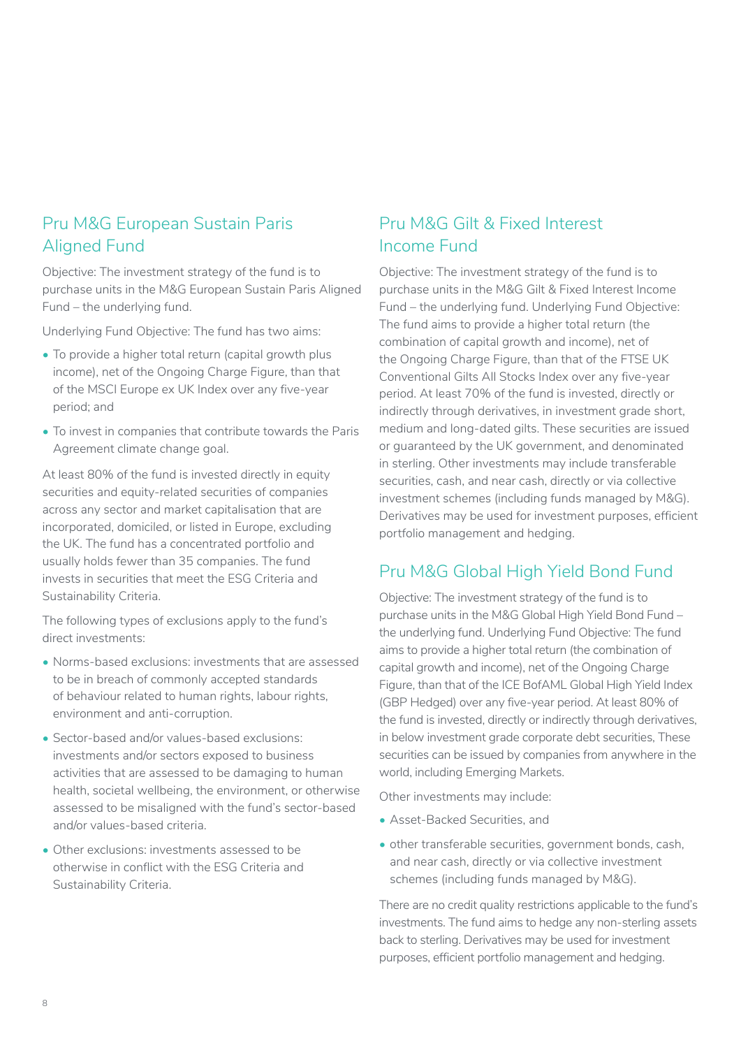## Pru M&G European Sustain Paris Aligned Fund

Objective: The investment strategy of the fund is to purchase units in the M&G European Sustain Paris Aligned Fund – the underlying fund.

Underlying Fund Objective: The fund has two aims:

- To provide a higher total return (capital growth plus income), net of the Ongoing Charge Figure, than that of the MSCI Europe ex UK Index over any five-year period; and
- To invest in companies that contribute towards the Paris Agreement climate change goal.

At least 80% of the fund is invested directly in equity securities and equity-related securities of companies across any sector and market capitalisation that are incorporated, domiciled, or listed in Europe, excluding the UK. The fund has a concentrated portfolio and usually holds fewer than 35 companies. The fund invests in securities that meet the ESG Criteria and Sustainability Criteria.

The following types of exclusions apply to the fund's direct investments:

- Norms-based exclusions: investments that are assessed to be in breach of commonly accepted standards of behaviour related to human rights, labour rights, environment and anti-corruption.
- Sector-based and/or values-based exclusions: investments and/or sectors exposed to business activities that are assessed to be damaging to human health, societal wellbeing, the environment, or otherwise assessed to be misaligned with the fund's sector-based and/or values-based criteria.
- Other exclusions: investments assessed to be otherwise in conflict with the ESG Criteria and Sustainability Criteria.

## Pru M&G Gilt & Fixed Interest Income Fund

Objective: The investment strategy of the fund is to purchase units in the M&G Gilt & Fixed Interest Income Fund – the underlying fund. Underlying Fund Objective: The fund aims to provide a higher total return (the combination of capital growth and income), net of the Ongoing Charge Figure, than that of the FTSE UK Conventional Gilts All Stocks Index over any five-year period. At least 70% of the fund is invested, directly or indirectly through derivatives, in investment grade short, medium and long-dated gilts. These securities are issued or guaranteed by the UK government, and denominated in sterling. Other investments may include transferable securities, cash, and near cash, directly or via collective investment schemes (including funds managed by M&G). Derivatives may be used for investment purposes, efficient portfolio management and hedging.

## Pru M&G Global High Yield Bond Fund

Objective: The investment strategy of the fund is to purchase units in the M&G Global High Yield Bond Fund – the underlying fund. Underlying Fund Objective: The fund aims to provide a higher total return (the combination of capital growth and income), net of the Ongoing Charge Figure, than that of the ICE BofAML Global High Yield Index (GBP Hedged) over any five-year period. At least 80% of the fund is invested, directly or indirectly through derivatives, in below investment grade corporate debt securities, These securities can be issued by companies from anywhere in the world, including Emerging Markets.

Other investments may include:

- Asset-Backed Securities, and
- other transferable securities, government bonds, cash, and near cash, directly or via collective investment schemes (including funds managed by M&G).

There are no credit quality restrictions applicable to the fund's investments. The fund aims to hedge any non-sterling assets back to sterling. Derivatives may be used for investment purposes, efficient portfolio management and hedging.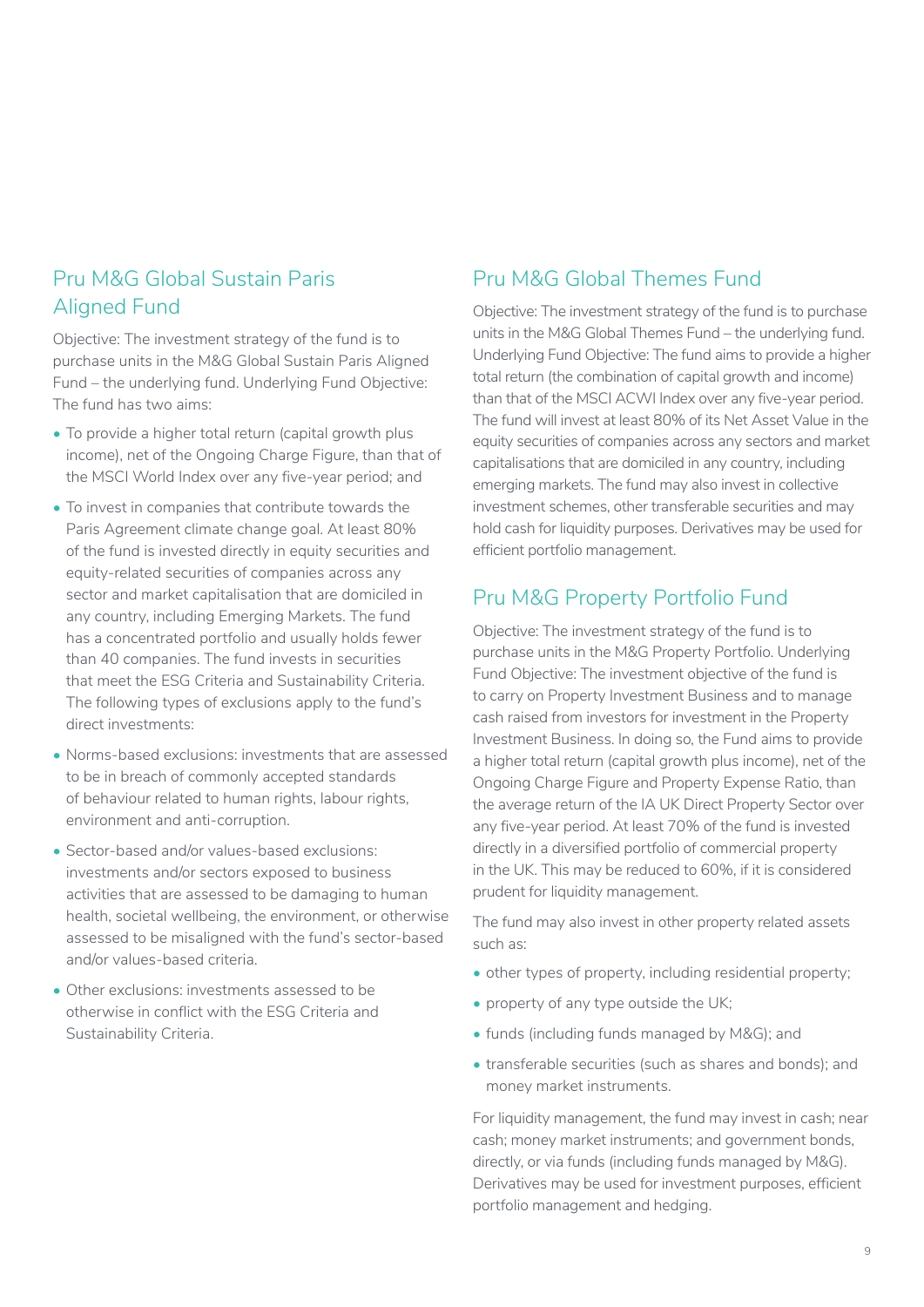## Pru M&G Global Sustain Paris Aligned Fund

Objective: The investment strategy of the fund is to purchase units in the M&G Global Sustain Paris Aligned Fund – the underlying fund. Underlying Fund Objective: The fund has two aims:

- To provide a higher total return (capital growth plus income), net of the Ongoing Charge Figure, than that of the MSCI World Index over any five-year period; and
- To invest in companies that contribute towards the Paris Agreement climate change goal. At least 80% of the fund is invested directly in equity securities and equity-related securities of companies across any sector and market capitalisation that are domiciled in any country, including Emerging Markets. The fund has a concentrated portfolio and usually holds fewer than 40 companies. The fund invests in securities that meet the ESG Criteria and Sustainability Criteria. The following types of exclusions apply to the fund's direct investments:
- Norms-based exclusions: investments that are assessed to be in breach of commonly accepted standards of behaviour related to human rights, labour rights, environment and anti-corruption.
- Sector-based and/or values-based exclusions: investments and/or sectors exposed to business activities that are assessed to be damaging to human health, societal wellbeing, the environment, or otherwise assessed to be misaligned with the fund's sector-based and/or values-based criteria.
- Other exclusions: investments assessed to be otherwise in conflict with the ESG Criteria and Sustainability Criteria.

## Pru M&G Global Themes Fund

Objective: The investment strategy of the fund is to purchase units in the M&G Global Themes Fund – the underlying fund. Underlying Fund Objective: The fund aims to provide a higher total return (the combination of capital growth and income) than that of the MSCI ACWI Index over any five-year period. The fund will invest at least 80% of its Net Asset Value in the equity securities of companies across any sectors and market capitalisations that are domiciled in any country, including emerging markets. The fund may also invest in collective investment schemes, other transferable securities and may hold cash for liquidity purposes. Derivatives may be used for efficient portfolio management.

## Pru M&G Property Portfolio Fund

Objective: The investment strategy of the fund is to purchase units in the M&G Property Portfolio. Underlying Fund Objective: The investment objective of the fund is to carry on Property Investment Business and to manage cash raised from investors for investment in the Property Investment Business. In doing so, the Fund aims to provide a higher total return (capital growth plus income), net of the Ongoing Charge Figure and Property Expense Ratio, than the average return of the IA UK Direct Property Sector over any five-year period. At least 70% of the fund is invested directly in a diversified portfolio of commercial property in the UK. This may be reduced to 60%, if it is considered prudent for liquidity management.

The fund may also invest in other property related assets such as:

- other types of property, including residential property;
- property of any type outside the UK;
- funds (including funds managed by M&G); and
- transferable securities (such as shares and bonds); and money market instruments.

For liquidity management, the fund may invest in cash; near cash; money market instruments; and government bonds, directly, or via funds (including funds managed by M&G). Derivatives may be used for investment purposes, efficient portfolio management and hedging.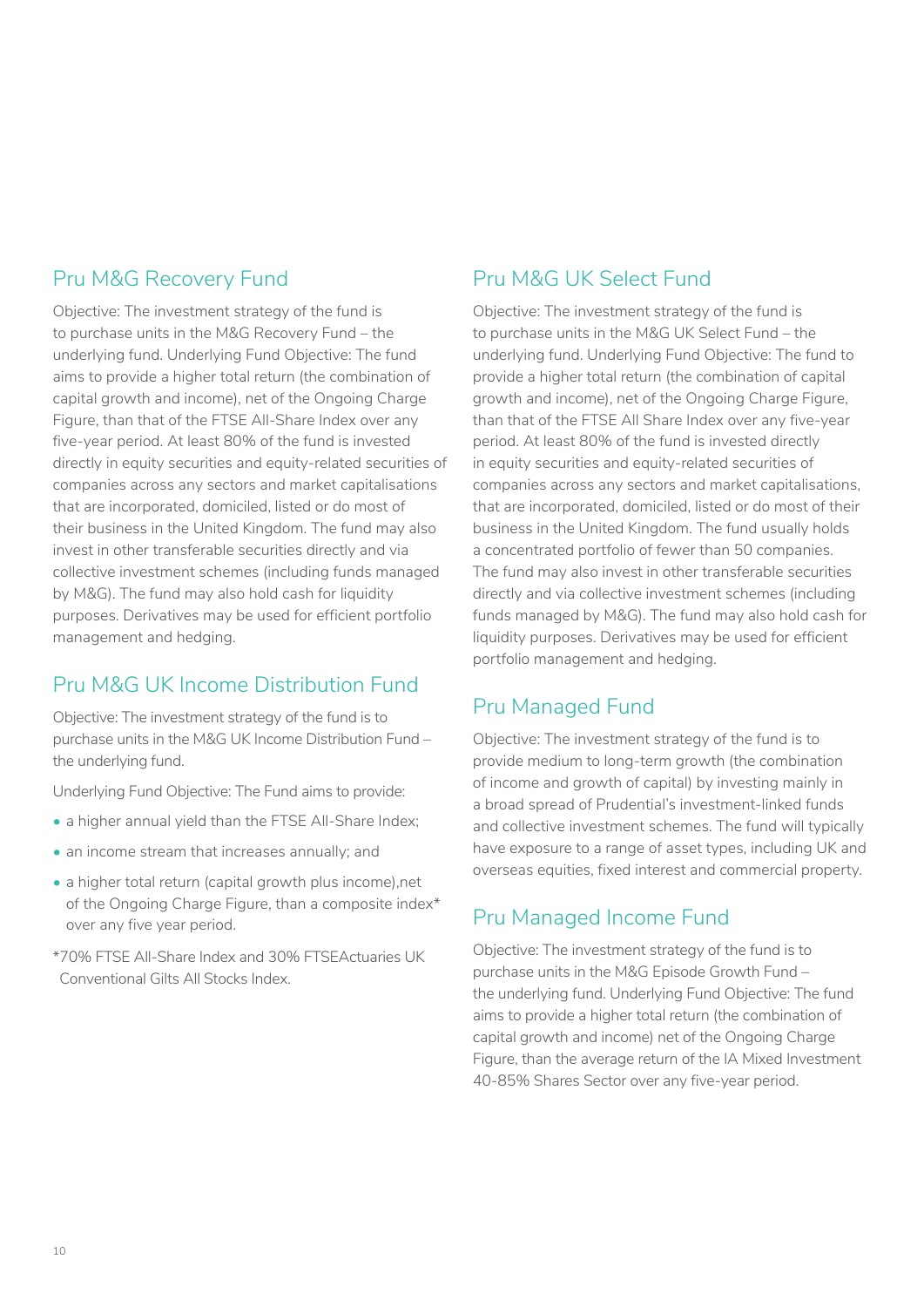## Pru M&G Recovery Fund

Objective: The investment strategy of the fund is to purchase units in the M&G Recovery Fund – the underlying fund. Underlying Fund Objective: The fund aims to provide a higher total return (the combination of capital growth and income), net of the Ongoing Charge Figure, than that of the FTSE All-Share Index over any five-year period. At least 80% of the fund is invested directly in equity securities and equity-related securities of companies across any sectors and market capitalisations that are incorporated, domiciled, listed or do most of their business in the United Kingdom. The fund may also invest in other transferable securities directly and via collective investment schemes (including funds managed by M&G). The fund may also hold cash for liquidity purposes. Derivatives may be used for efficient portfolio management and hedging.

## Pru M&G UK Income Distribution Fund

Objective: The investment strategy of the fund is to purchase units in the M&G UK Income Distribution Fund – the underlying fund.

Underlying Fund Objective: The Fund aims to provide:

- a higher annual yield than the FTSE All-Share Index;
- an income stream that increases annually; and
- a higher total return (capital growth plus income),net of the Ongoing Charge Figure, than a composite index* over any five year period.

*70% FTSE All-Share Index and 30% FTSEActuaries UK Conventional Gilts All Stocks Index.

## Pru M&G UK Select Fund

Objective: The investment strategy of the fund is to purchase units in the M&G UK Select Fund – the underlying fund. Underlying Fund Objective: The fund to provide a higher total return (the combination of capital growth and income), net of the Ongoing Charge Figure, than that of the FTSE All Share Index over any five-year period. At least 80% of the fund is invested directly in equity securities and equity-related securities of companies across any sectors and market capitalisations, that are incorporated, domiciled, listed or do most of their business in the United Kingdom. The fund usually holds a concentrated portfolio of fewer than 50 companies. The fund may also invest in other transferable securities directly and via collective investment schemes (including funds managed by M&G). The fund may also hold cash for liquidity purposes. Derivatives may be used for efficient portfolio management and hedging.

## Pru Managed Fund

Objective: The investment strategy of the fund is to provide medium to long-term growth (the combination of income and growth of capital) by investing mainly in a broad spread of Prudential's investment-linked funds and collective investment schemes. The fund will typically have exposure to a range of asset types, including UK and overseas equities, fixed interest and commercial property.

## Pru Managed Income Fund

Objective: The investment strategy of the fund is to purchase units in the M&G Episode Growth Fund – the underlying fund. Underlying Fund Objective: The fund aims to provide a higher total return (the combination of capital growth and income) net of the Ongoing Charge Figure, than the average return of the IA Mixed Investment 40-85% Shares Sector over any five-year period.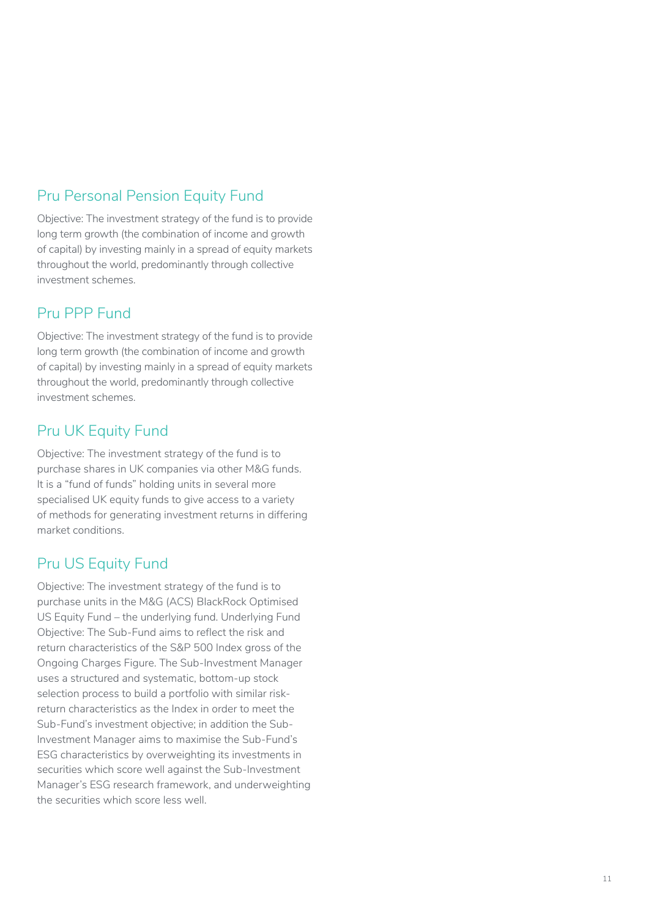## Pru Personal Pension Equity Fund

Objective: The investment strategy of the fund is to provide long term growth (the combination of income and growth of capital) by investing mainly in a spread of equity markets throughout the world, predominantly through collective investment schemes.

## Pru PPP Fund

Objective: The investment strategy of the fund is to provide long term growth (the combination of income and growth of capital) by investing mainly in a spread of equity markets throughout the world, predominantly through collective investment schemes.

## Pru UK Equity Fund

Objective: The investment strategy of the fund is to purchase shares in UK companies via other M&G funds. It is a "fund of funds" holding units in several more specialised UK equity funds to give access to a variety of methods for generating investment returns in differing market conditions.

## Pru US Equity Fund

Objective: The investment strategy of the fund is to purchase units in the M&G (ACS) BlackRock Optimised US Equity Fund – the underlying fund. Underlying Fund Objective: The Sub-Fund aims to reflect the risk and return characteristics of the S&P 500 Index gross of the Ongoing Charges Figure. The Sub-Investment Manager uses a structured and systematic, bottom-up stock selection process to build a portfolio with similar risk-return characteristics as the Index in order to meet the Sub-Fund's investment objective; in addition the Sub-Investment Manager aims to maximise the Sub-Fund's ESG characteristics by overweighting its investments in securities which score well against the Sub-Investment Manager's ESG research framework, and underweighting the securities which score less well.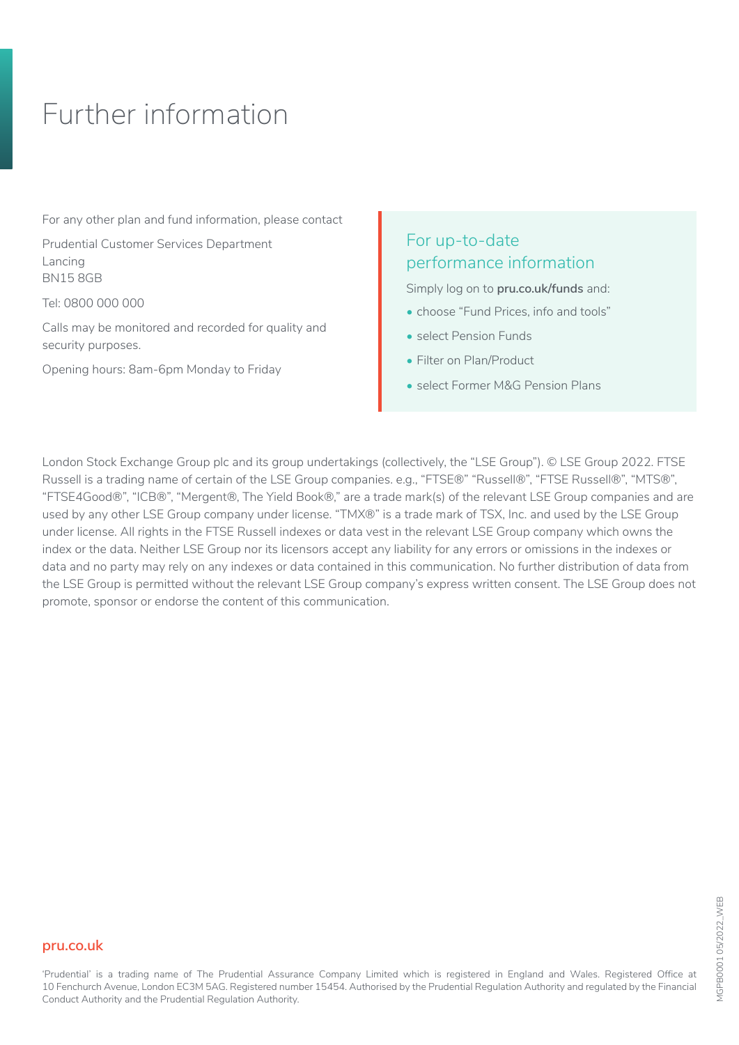# Further information

For any other plan and fund information, please contact

Prudential Customer Services Department
Lancing
BN15 8GB

Tel: 0800 000 000

Calls may be monitored and recorded for quality and security purposes.

Opening hours: 8am-6pm Monday to Friday

## For up-to-date performance information

Simply log on to **pru.co.uk/funds** and:

- choose "Fund Prices, info and tools"
- select Pension Funds
- Filter on Plan/Product
- select Former M&G Pension Plans

London Stock Exchange Group plc and its group undertakings (collectively, the "LSE Group"). © LSE Group 2022. FTSE Russell is a trading name of certain of the LSE Group companies. e.g., "FTSE®" "Russell®", "FTSE Russell®", "MTS®", "FTSE4Good®", "ICB®", "Mergent®, The Yield Book®," are a trade mark(s) of the relevant LSE Group companies and are used by any other LSE Group company under license. "TMX®" is a trade mark of TSX, Inc. and used by the LSE Group under license. All rights in the FTSE Russell indexes or data vest in the relevant LSE Group company which owns the index or the data. Neither LSE Group nor its licensors accept any liability for any errors or omissions in the indexes or data and no party may rely on any indexes or data contained in this communication. No further distribution of data from the LSE Group is permitted without the relevant LSE Group company's express written consent. The LSE Group does not promote, sponsor or endorse the content of this communication.

**pru.co.uk**

'Prudential' is a trading name of The Prudential Assurance Company Limited which is registered in England and Wales. Registered Office at 10 Fenchurch Avenue, London EC3M 5AG. Registered number 15454. Authorised by the Prudential Regulation Authority and regulated by the Financial Conduct Authority and the Prudential Regulation Authority.

MGPB0001 05/2022_WEB